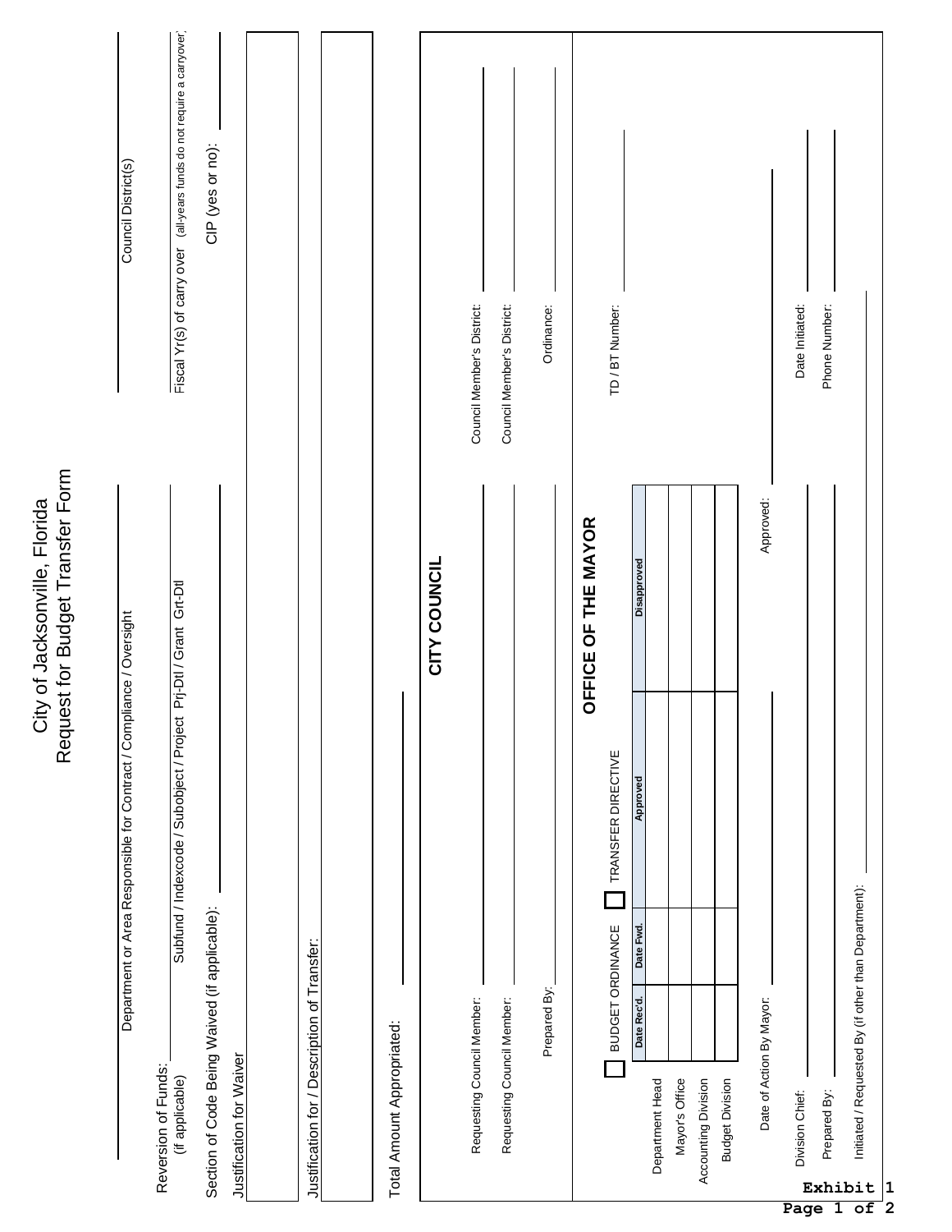# City of Jacksonville, Florida
## Request for Budget Transfer Form

Department or Area Responsible for Contract / Compliance / Oversight: ____________________

Council District(s): ____________________

Reversion of Funds: (if applicable) ____________________

Subfund / Indexcode / Subobject / Project Prj-Dtl / Grant Grt-Dtl

Fiscal Yr(s) of carry over (all-years funds do not require a carryover): ____________________

Section of Code Being Waived (if applicable): ____________________

CIP (yes or no): ____________________

Justification for Waiver

Justification for / Description of Transfer:

Total Amount Appropriated: ____________________

## CITY COUNCIL

Requesting Council Member: ____________________ Council Member's District: ____________________

Requesting Council Member: ____________________ Council Member's District: ____________________

Prepared By: ____________________ Ordinance: ____________________

## OFFICE OF THE MAYOR

☐ BUDGET ORDINANCE ☐ TRANSFER DIRECTIVE

TD / BT Number: ____________________

| | Date Rec'd. | Date Fwd. | Approved | Disapproved |
|---|---|---|---|---|
| Department Head | | | | |
| Mayor's Office | | | | |
| Accounting Division | | | | |
| Budget Division | | | | |

Date of Action By Mayor: ____________________ Approved: ____________________

Division Chief: ____________________ Date Initiated: ____________________

Prepared By: ____________________ Phone Number: ____________________

Initiated / Requested By (if other than Department): ____________________

**Exhibit 1**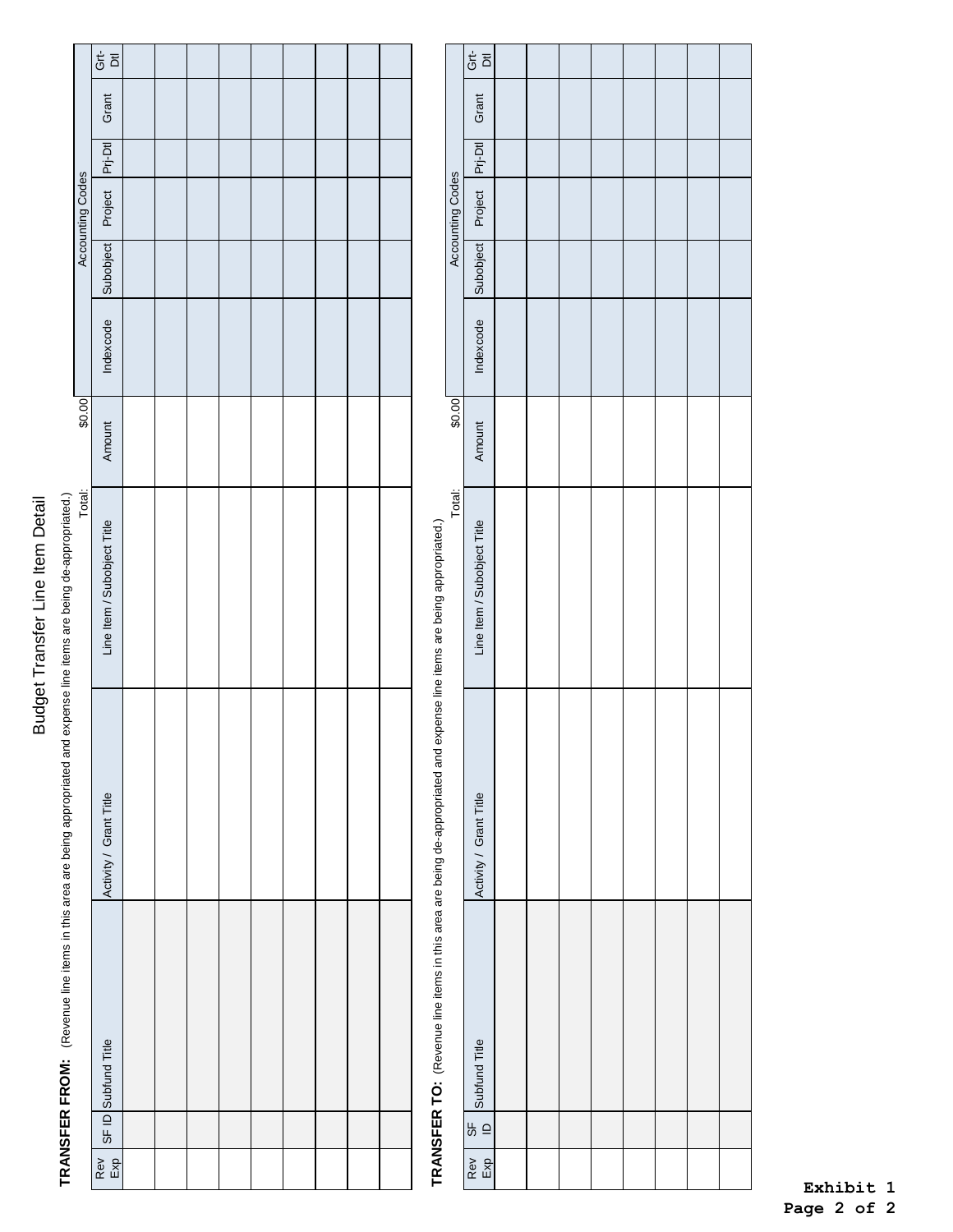# Budget Transfer Line Item Detail

**TRANSFER FROM:** (Revenue line items in this area are being appropriated and expense line items are being de-appropriated.)

| Rev Exp | SF ID | Subfund Title | Activity / Grant Title | Line Item / Subobject Title | Amount | Accounting Codes | | | | | |
|---|---|---|---|---|---|---|---|---|---|---|---|
| | | | | | | Indexcode | Subobject | Project | Prj-Dtl | Grant | Grt-Dtl |
| | | | | | | | | | | | |
| | | | | | | | | | | | |
| | | | | | | | | | | | |
| | | | | | | | | | | | |
| | | | | | | | | | | | |
| | | | | | | | | | | | |
| | | | | | | | | | | | |
| | | | | | | | | | | | |
| | | | | | | | | | | | |
| | | | | Total: | $0.00 | | | | | | |

**TRANSFER TO:** (Revenue line items in this area are being de-appropriated and expense line items are being appropriated.)

| Rev Exp | SF ID | Subfund Title | Activity / Grant Title | Line Item / Subobject Title | Amount | Accounting Codes | | | | | |
|---|---|---|---|---|---|---|---|---|---|---|---|
| | | | | | | Indexcode | Subobject | Project | Prj-Dtl | Grant | Grt-Dtl |
| | | | | | | | | | | | |
| | | | | | | | | | | | |
| | | | | | | | | | | | |
| | | | | | | | | | | | |
| | | | | | | | | | | | |
| | | | | | | | | | | | |
| | | | | | | | | | | | |
| | | | | | | | | | | | |
| | | | | Total: | $0.00 | | | | | | |

**Exhibit 1**
**Page 2 of 2**